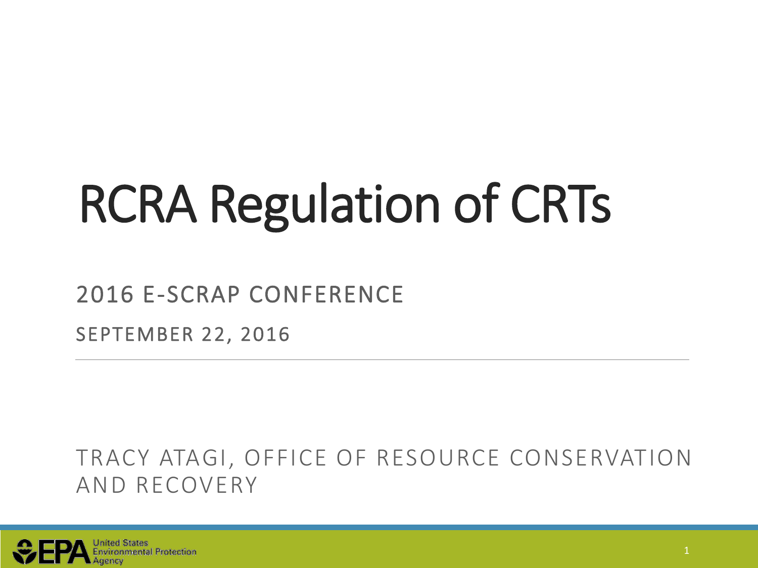# RCRA Regulation of CRTs

2016 E-SCRAP CONFERENCE

SEPTEMBER 22, 2016

TRACY ATAGI, OFFICE OF RESOURCE CONSERVATION AND RECOVERY

United States Environmental Protection Agency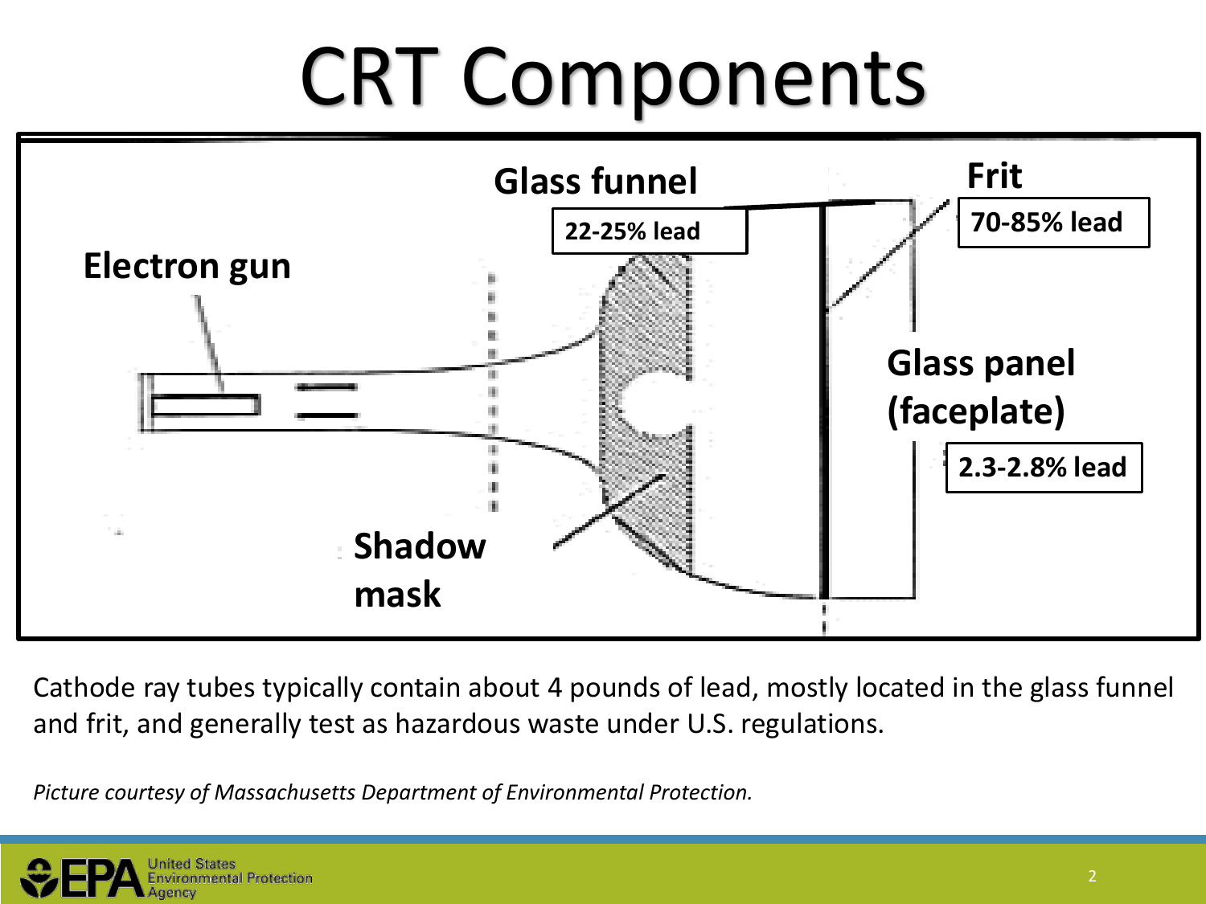# CRT Components

Glass funnel

22-25% lead

Frit

70-85% lead

Electron gun

Glass panel (faceplate)

2.3-2.8% lead

Shadow mask

Cathode ray tubes typically contain about 4 pounds of lead, mostly located in the glass funnel and frit, and generally test as hazardous waste under U.S. regulations.

*Picture courtesy of Massachusetts Department of Environmental Protection.*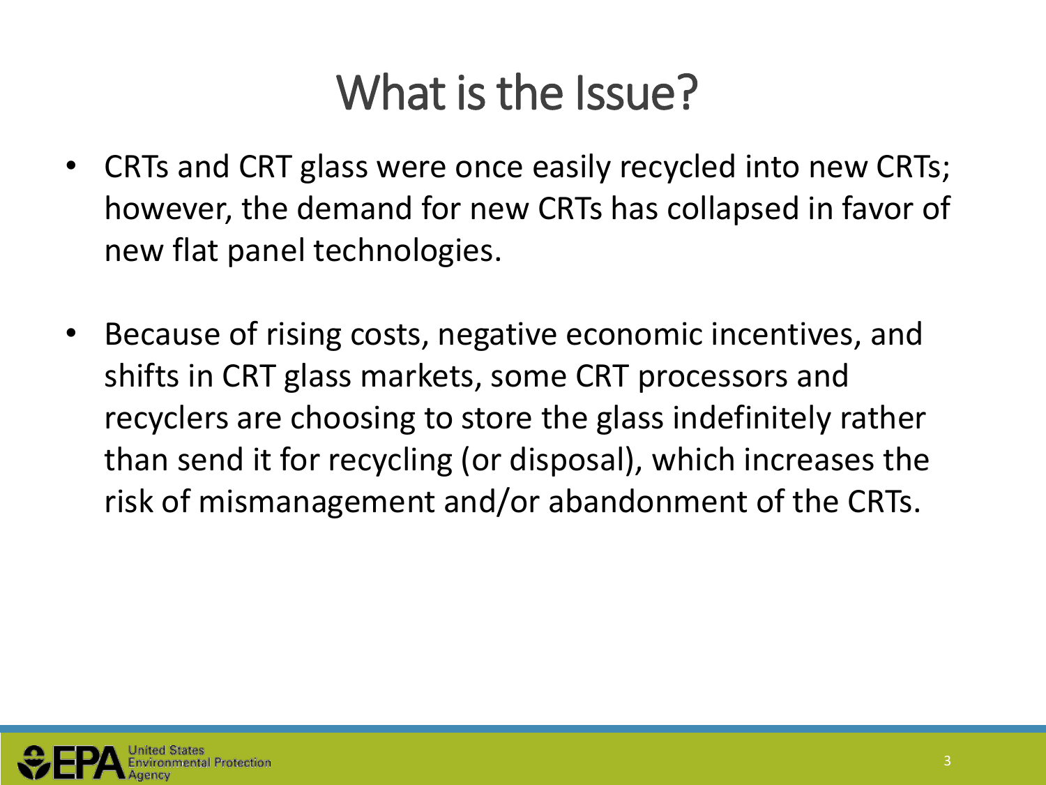# What is the Issue?

- CRTs and CRT glass were once easily recycled into new CRTs; however, the demand for new CRTs has collapsed in favor of new flat panel technologies.

- Because of rising costs, negative economic incentives, and shifts in CRT glass markets, some CRT processors and recyclers are choosing to store the glass indefinitely rather than send it for recycling (or disposal), which increases the risk of mismanagement and/or abandonment of the CRTs.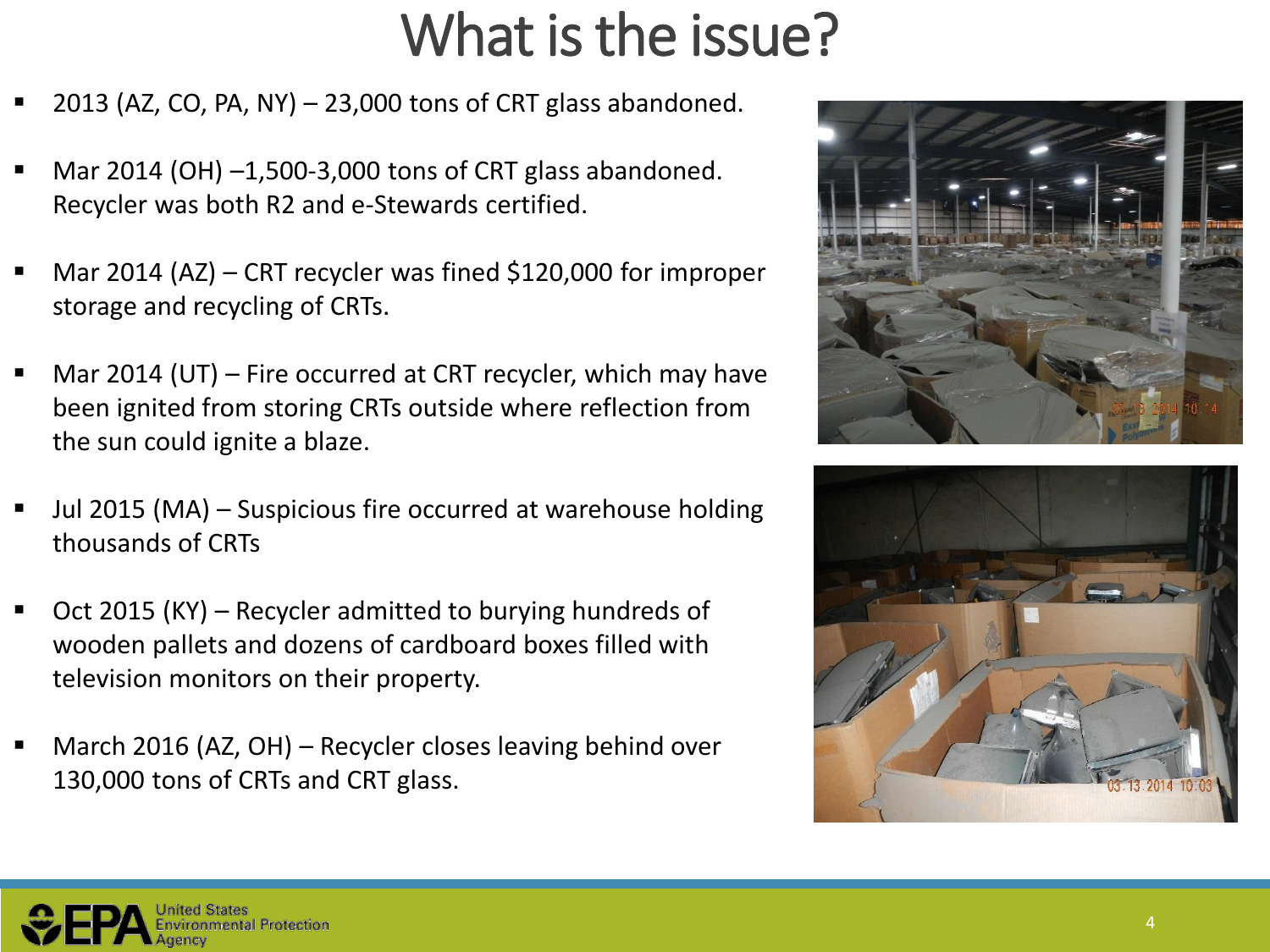# What is the issue?

- 2013 (AZ, CO, PA, NY) – 23,000 tons of CRT glass abandoned.
- Mar 2014 (OH) –1,500-3,000 tons of CRT glass abandoned. Recycler was both R2 and e-Stewards certified.
- Mar 2014 (AZ) – CRT recycler was fined $120,000 for improper storage and recycling of CRTs.
- Mar 2014 (UT) – Fire occurred at CRT recycler, which may have been ignited from storing CRTs outside where reflection from the sun could ignite a blaze.
- Jul 2015 (MA) – Suspicious fire occurred at warehouse holding thousands of CRTs
- Oct 2015 (KY) – Recycler admitted to burying hundreds of wooden pallets and dozens of cardboard boxes filled with television monitors on their property.
- March 2016 (AZ, OH) – Recycler closes leaving behind over 130,000 tons of CRTs and CRT glass.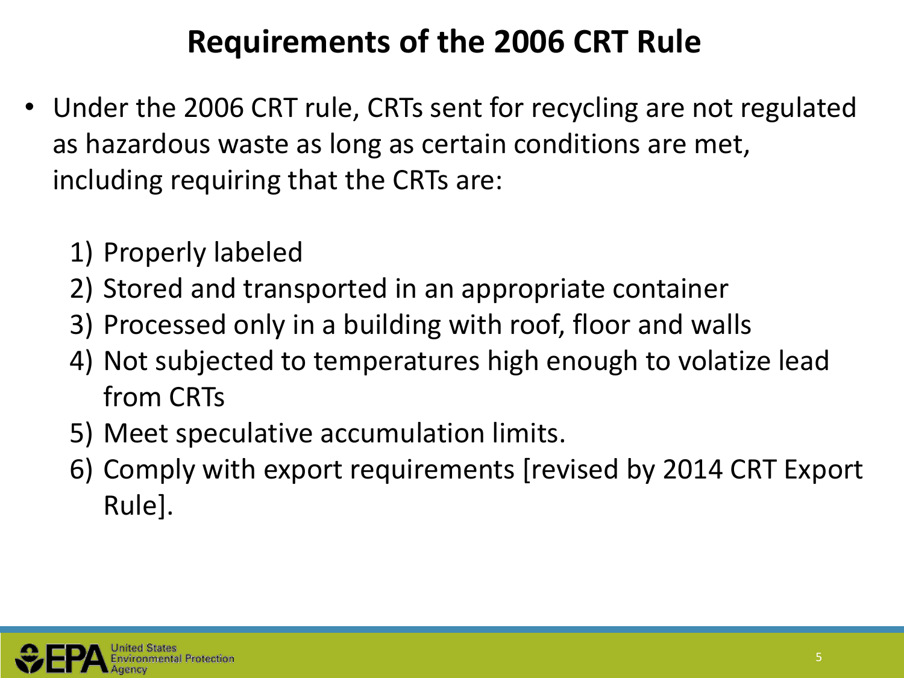# Requirements of the 2006 CRT Rule

- Under the 2006 CRT rule, CRTs sent for recycling are not regulated as hazardous waste as long as certain conditions are met, including requiring that the CRTs are:

  1) Properly labeled
  2) Stored and transported in an appropriate container
  3) Processed only in a building with roof, floor and walls
  4) Not subjected to temperatures high enough to volatize lead from CRTs
  5) Meet speculative accumulation limits.
  6) Comply with export requirements [revised by 2014 CRT Export Rule].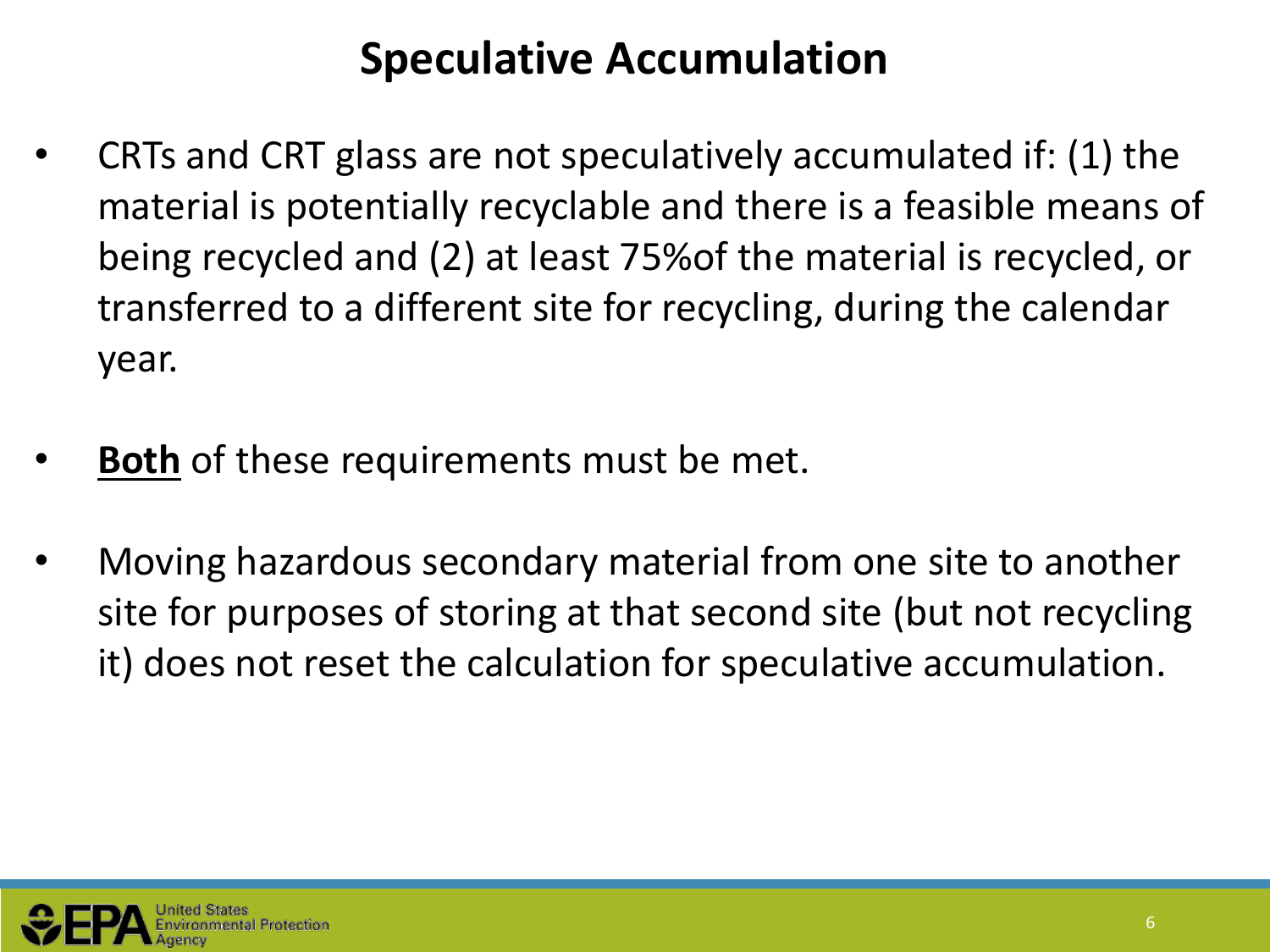# Speculative Accumulation

- CRTs and CRT glass are not speculatively accumulated if: (1) the material is potentially recyclable and there is a feasible means of being recycled and (2) at least 75%of the material is recycled, or transferred to a different site for recycling, during the calendar year.
- **Both** of these requirements must be met.
- Moving hazardous secondary material from one site to another site for purposes of storing at that second site (but not recycling it) does not reset the calculation for speculative accumulation.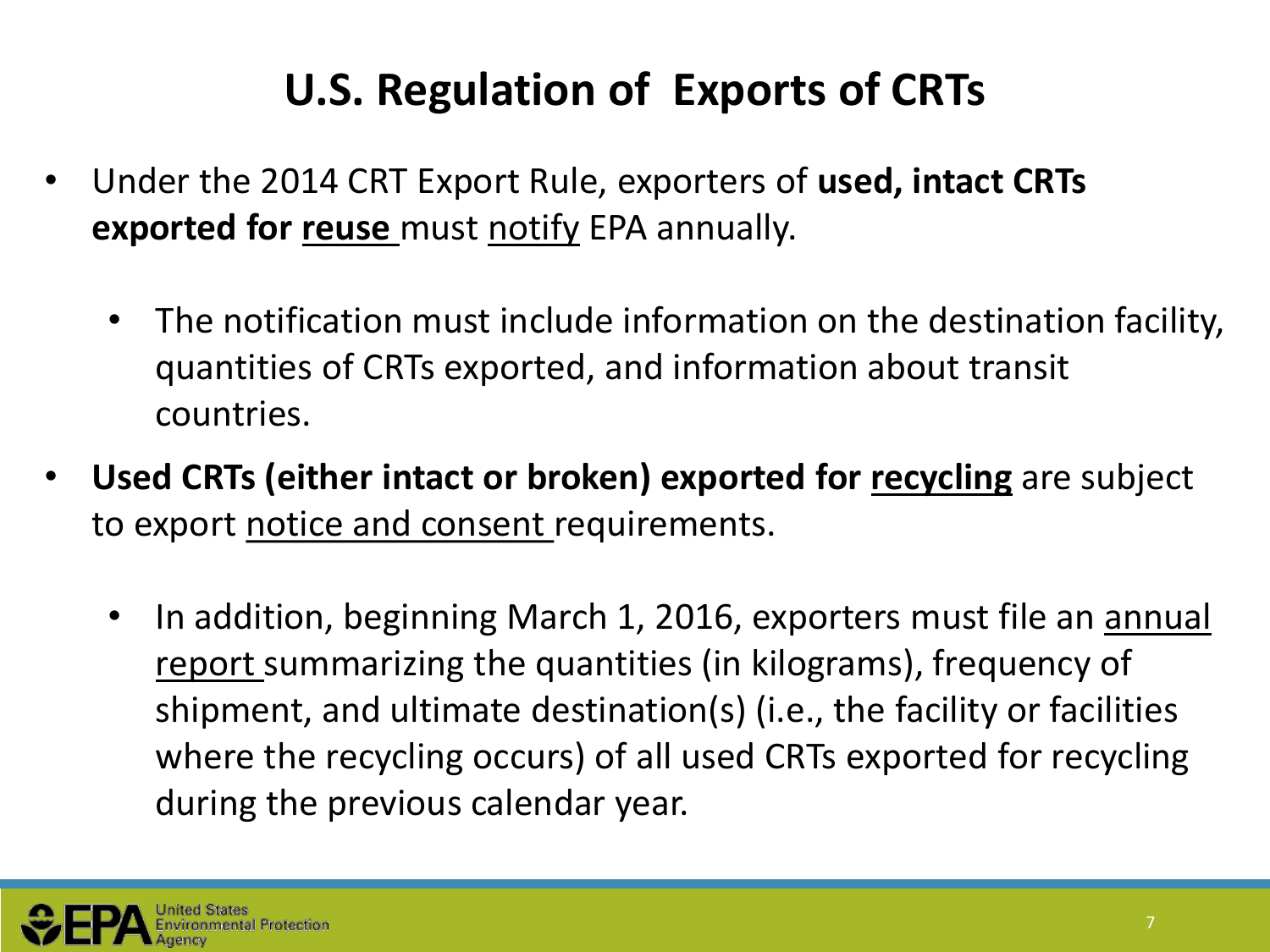# U.S. Regulation of Exports of CRTs

- Under the 2014 CRT Export Rule, exporters of **used, intact CRTs exported for reuse** must notify EPA annually.
  - The notification must include information on the destination facility, quantities of CRTs exported, and information about transit countries.
- **Used CRTs (either intact or broken) exported for recycling** are subject to export notice and consent requirements.
  - In addition, beginning March 1, 2016, exporters must file an annual report summarizing the quantities (in kilograms), frequency of shipment, and ultimate destination(s) (i.e., the facility or facilities where the recycling occurs) of all used CRTs exported for recycling during the previous calendar year.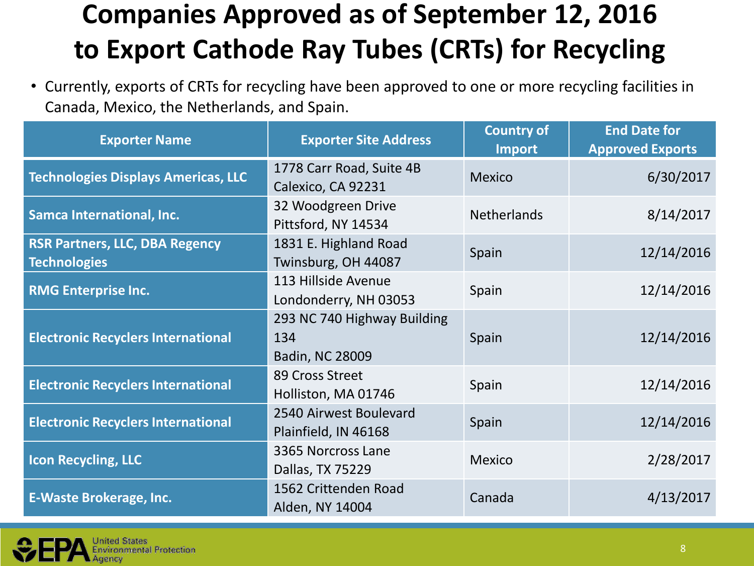# Companies Approved as of September 12, 2016 to Export Cathode Ray Tubes (CRTs) for Recycling

- Currently, exports of CRTs for recycling have been approved to one or more recycling facilities in Canada, Mexico, the Netherlands, and Spain.

| Exporter Name | Exporter Site Address | Country of Import | End Date for Approved Exports |
|---|---|---|---|
| Technologies Displays Americas, LLC | 1778 Carr Road, Suite 4B Calexico, CA 92231 | Mexico | 6/30/2017 |
| Samca International, Inc. | 32 Woodgreen Drive Pittsford, NY 14534 | Netherlands | 8/14/2017 |
| RSR Partners, LLC, DBA Regency Technologies | 1831 E. Highland Road Twinsburg, OH 44087 | Spain | 12/14/2016 |
| RMG Enterprise Inc. | 113 Hillside Avenue Londonderry, NH 03053 | Spain | 12/14/2016 |
| Electronic Recyclers International | 293 NC 740 Highway Building 134 Badin, NC 28009 | Spain | 12/14/2016 |
| Electronic Recyclers International | 89 Cross Street Holliston, MA 01746 | Spain | 12/14/2016 |
| Electronic Recyclers International | 2540 Airwest Boulevard Plainfield, IN 46168 | Spain | 12/14/2016 |
| Icon Recycling, LLC | 3365 Norcross Lane Dallas, TX 75229 | Mexico | 2/28/2017 |
| E-Waste Brokerage, Inc. | 1562 Crittenden Road Alden, NY 14004 | Canada | 4/13/2017 |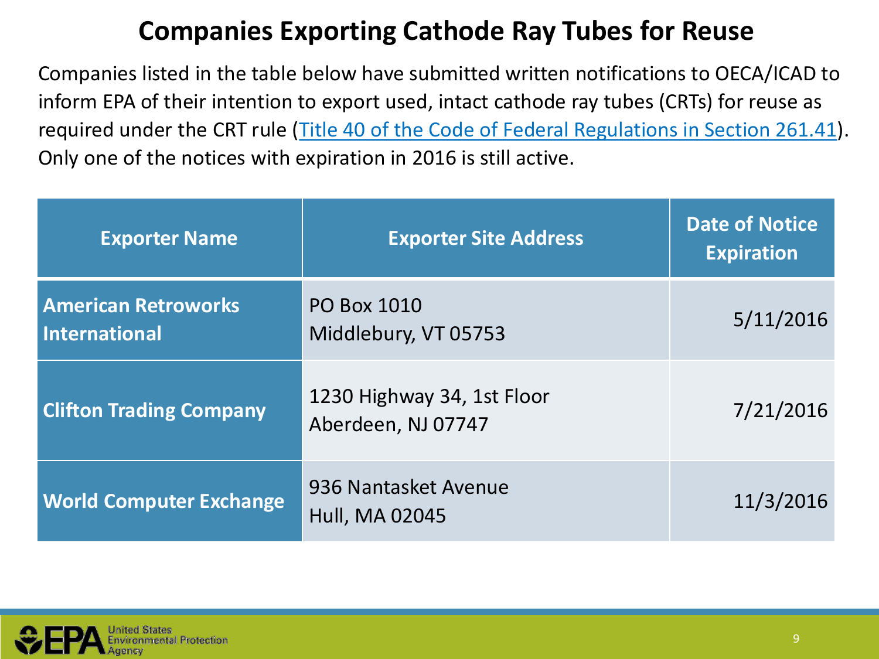# Companies Exporting Cathode Ray Tubes for Reuse

Companies listed in the table below have submitted written notifications to OECA/ICAD to inform EPA of their intention to export used, intact cathode ray tubes (CRTs) for reuse as required under the CRT rule ([Title 40 of the Code of Federal Regulations in Section 261.41](#)). Only one of the notices with expiration in 2016 is still active.

| Exporter Name | Exporter Site Address | Date of Notice Expiration |
|---|---|---|
| **American Retroworks International** | PO Box 1010<br>Middlebury, VT 05753 | 5/11/2016 |
| **Clifton Trading Company** | 1230 Highway 34, 1st Floor<br>Aberdeen, NJ 07747 | 7/21/2016 |
| **World Computer Exchange** | 936 Nantasket Avenue<br>Hull, MA 02045 | 11/3/2016 |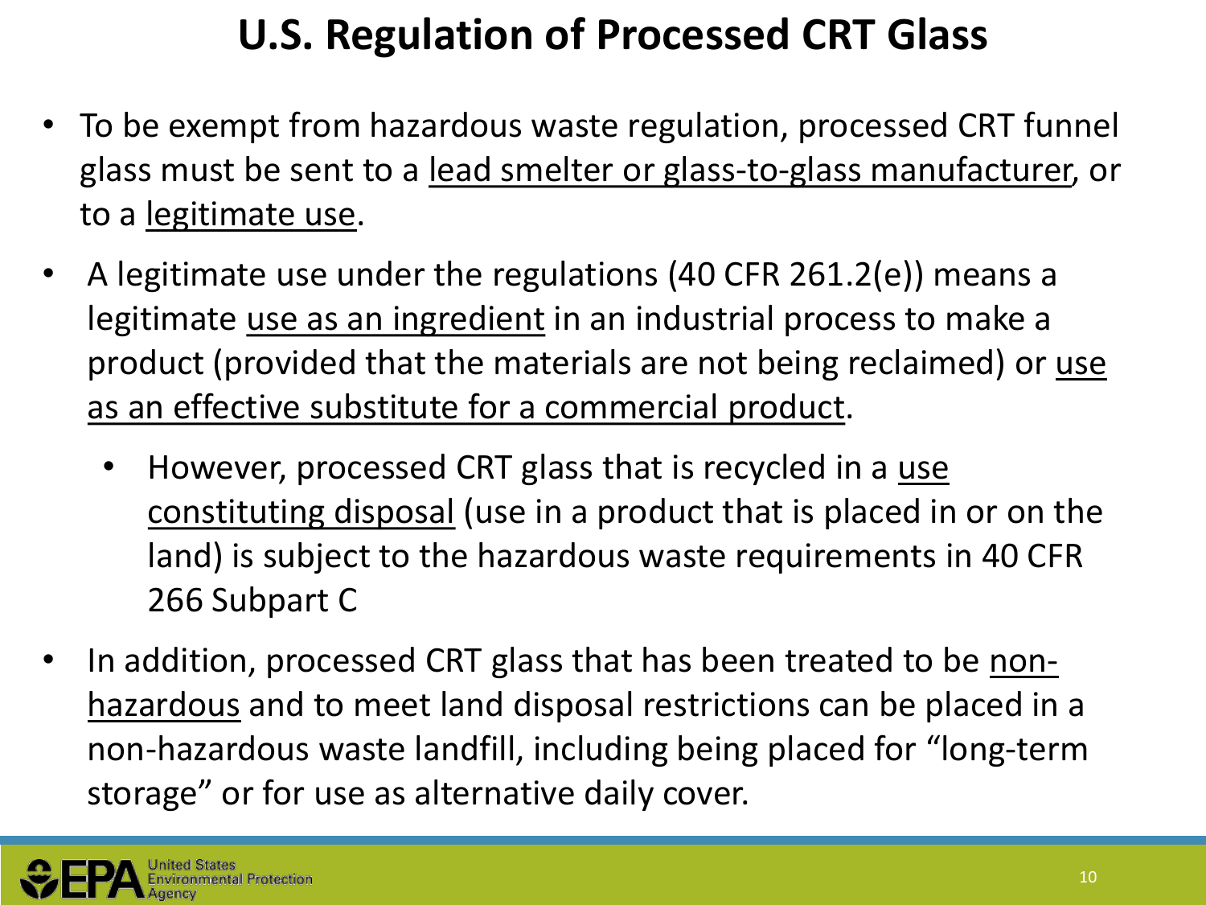# U.S. Regulation of Processed CRT Glass

- To be exempt from hazardous waste regulation, processed CRT funnel glass must be sent to a lead smelter or glass-to-glass manufacturer, or to a legitimate use.
- A legitimate use under the regulations (40 CFR 261.2(e)) means a legitimate use as an ingredient in an industrial process to make a product (provided that the materials are not being reclaimed) or use as an effective substitute for a commercial product.
  - However, processed CRT glass that is recycled in a use constituting disposal (use in a product that is placed in or on the land) is subject to the hazardous waste requirements in 40 CFR 266 Subpart C
- In addition, processed CRT glass that has been treated to be non-hazardous and to meet land disposal restrictions can be placed in a non-hazardous waste landfill, including being placed for "long-term storage" or for use as alternative daily cover.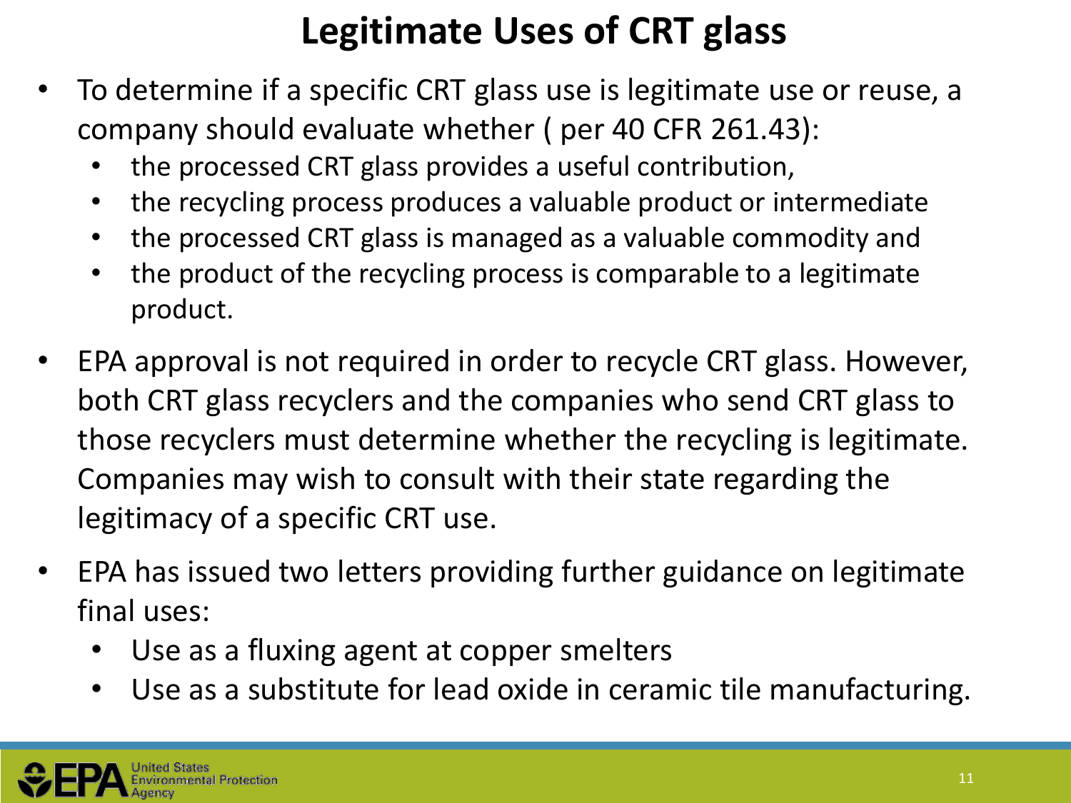# Legitimate Uses of CRT glass

- To determine if a specific CRT glass use is legitimate use or reuse, a company should evaluate whether ( per 40 CFR 261.43):
  - the processed CRT glass provides a useful contribution,
  - the recycling process produces a valuable product or intermediate
  - the processed CRT glass is managed as a valuable commodity and
  - the product of the recycling process is comparable to a legitimate product.
- EPA approval is not required in order to recycle CRT glass. However, both CRT glass recyclers and the companies who send CRT glass to those recyclers must determine whether the recycling is legitimate. Companies may wish to consult with their state regarding the legitimacy of a specific CRT use.
- EPA has issued two letters providing further guidance on legitimate final uses:
  - Use as a fluxing agent at copper smelters
  - Use as a substitute for lead oxide in ceramic tile manufacturing.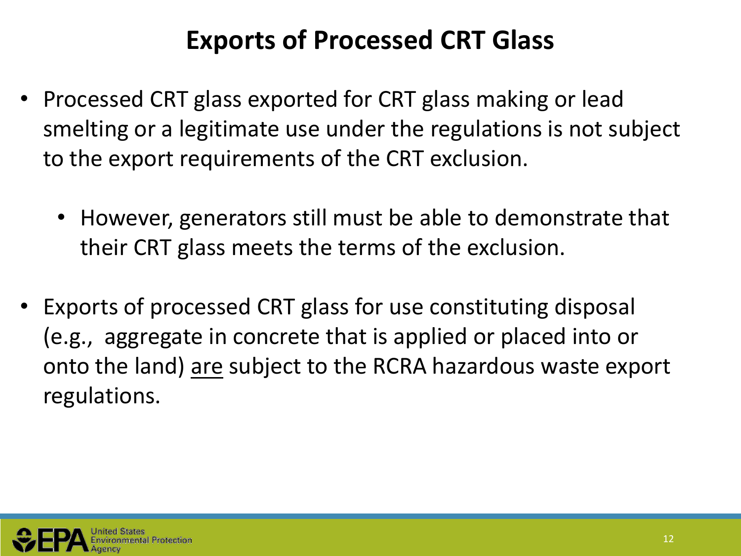# Exports of Processed CRT Glass

- Processed CRT glass exported for CRT glass making or lead smelting or a legitimate use under the regulations is not subject to the export requirements of the CRT exclusion.
  - However, generators still must be able to demonstrate that their CRT glass meets the terms of the exclusion.
- Exports of processed CRT glass for use constituting disposal (e.g., aggregate in concrete that is applied or placed into or onto the land) <u>are</u> subject to the RCRA hazardous waste export regulations.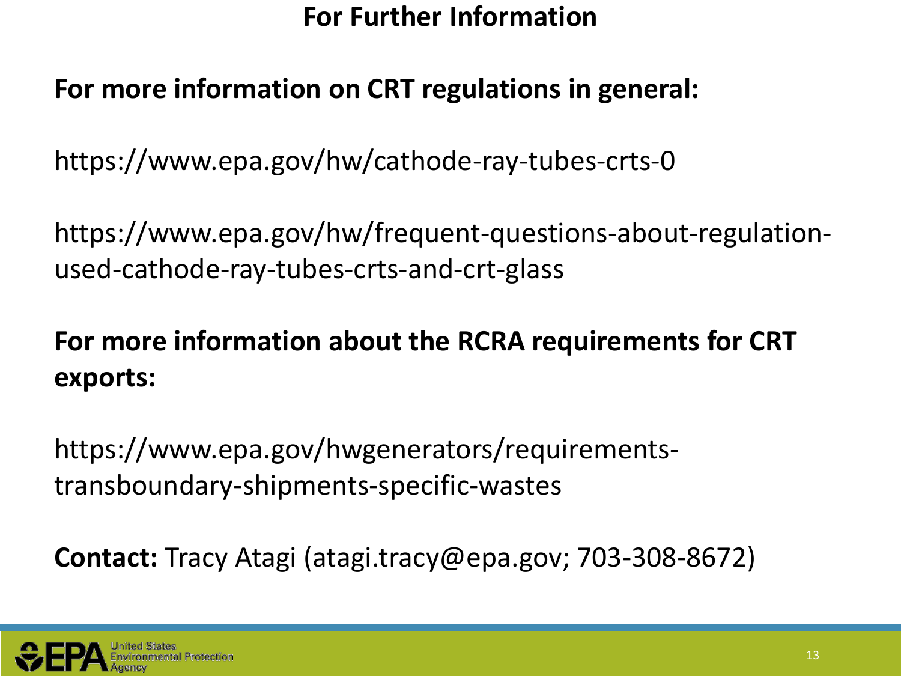# For Further Information

**For more information on CRT regulations in general:**

https://www.epa.gov/hw/cathode-ray-tubes-crts-0

https://www.epa.gov/hw/frequent-questions-about-regulation-used-cathode-ray-tubes-crts-and-crt-glass

**For more information about the RCRA requirements for CRT exports:**

https://www.epa.gov/hwgenerators/requirements-transboundary-shipments-specific-wastes

**Contact:** Tracy Atagi (atagi.tracy@epa.gov; 703-308-8672)